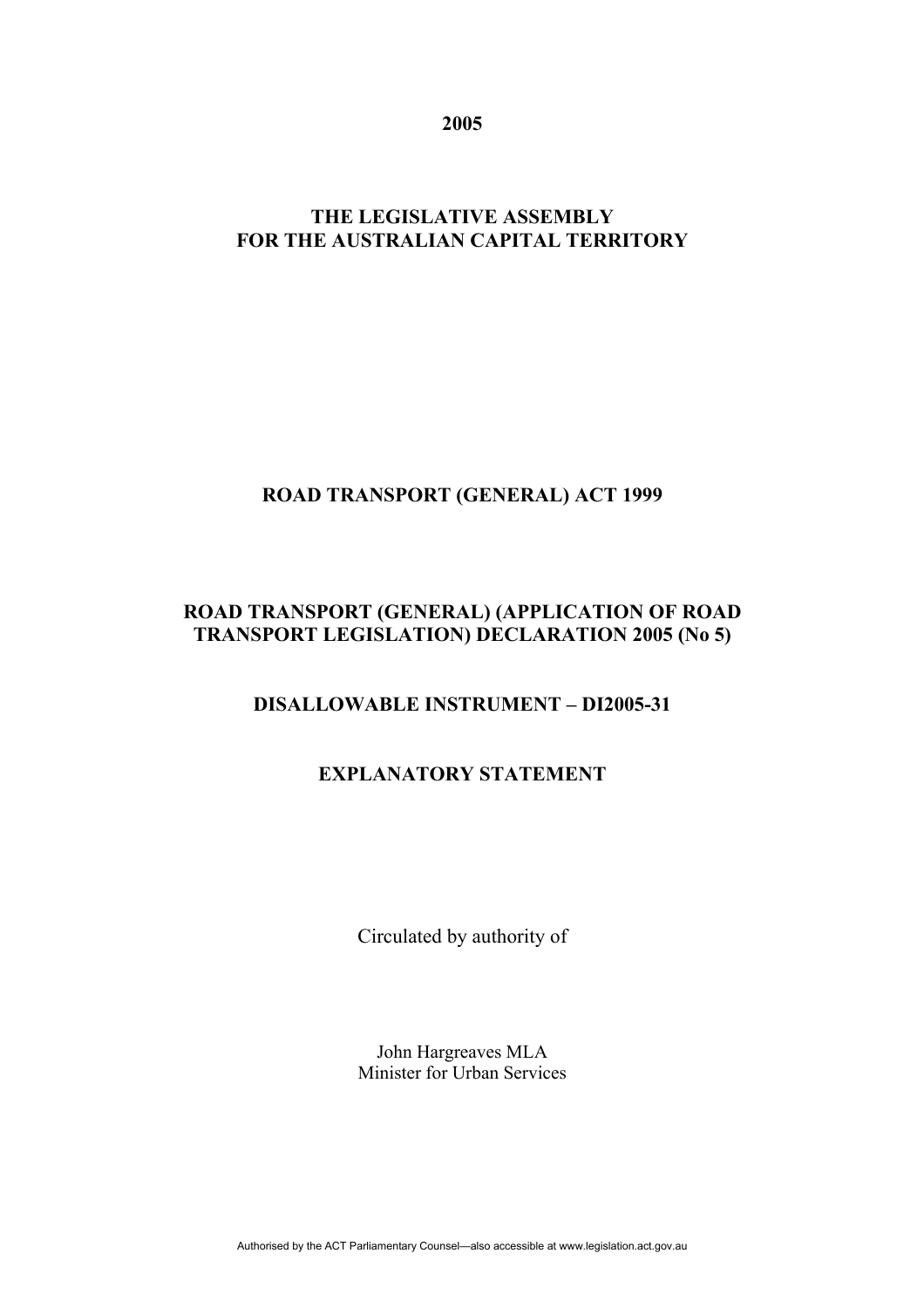**2005**

**THE LEGISLATIVE ASSEMBLY FOR THE AUSTRALIAN CAPITAL TERRITORY**

**ROAD TRANSPORT (GENERAL) ACT 1999**

**ROAD TRANSPORT (GENERAL) (APPLICATION OF ROAD TRANSPORT LEGISLATION) DECLARATION 2005 (No 5)**

**DISALLOWABLE INSTRUMENT – DI2005-31**

**EXPLANATORY STATEMENT**

Circulated by authority of

John Hargreaves MLA
Minister for Urban Services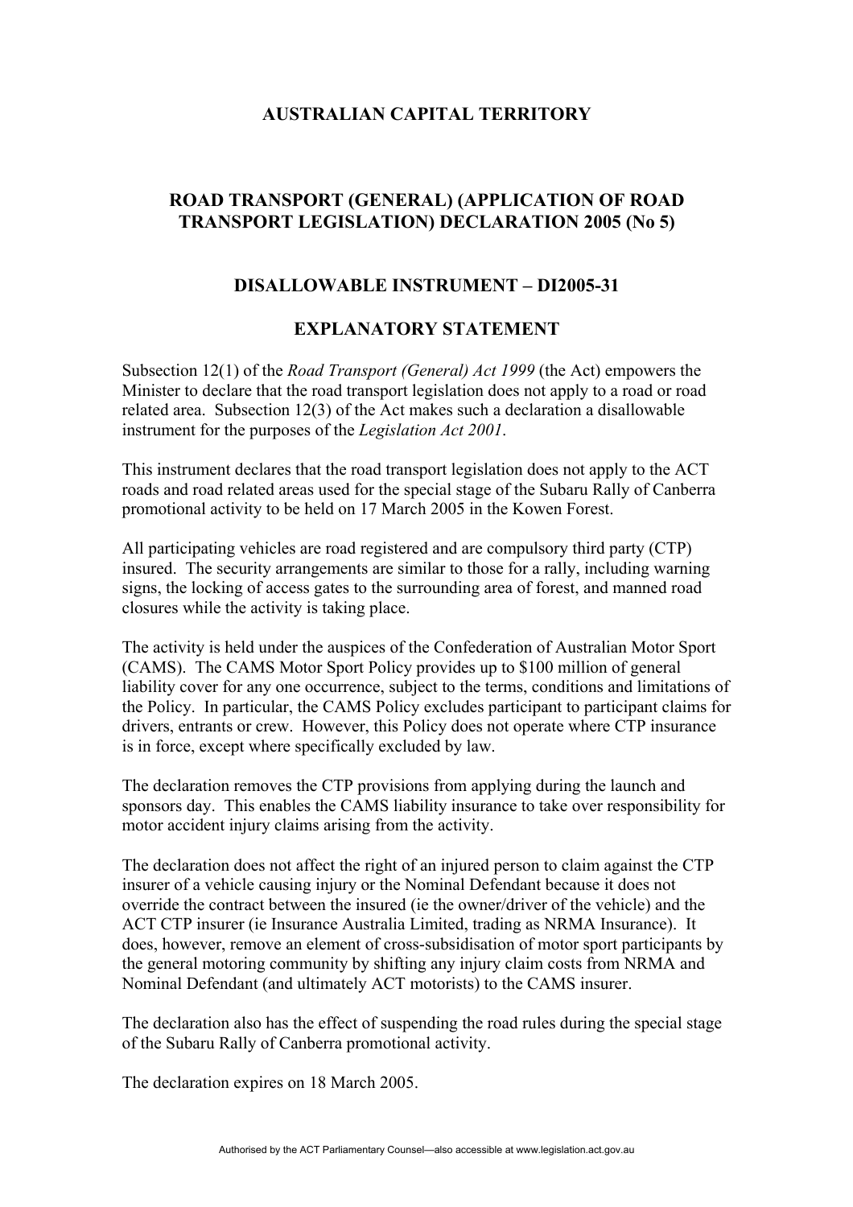# AUSTRALIAN CAPITAL TERRITORY

## ROAD TRANSPORT (GENERAL) (APPLICATION OF ROAD TRANSPORT LEGISLATION) DECLARATION 2005 (No 5)

## DISALLOWABLE INSTRUMENT – DI2005-31

## EXPLANATORY STATEMENT

Subsection 12(1) of the *Road Transport (General) Act 1999* (the Act) empowers the Minister to declare that the road transport legislation does not apply to a road or road related area. Subsection 12(3) of the Act makes such a declaration a disallowable instrument for the purposes of the *Legislation Act 2001*.

This instrument declares that the road transport legislation does not apply to the ACT roads and road related areas used for the special stage of the Subaru Rally of Canberra promotional activity to be held on 17 March 2005 in the Kowen Forest.

All participating vehicles are road registered and are compulsory third party (CTP) insured. The security arrangements are similar to those for a rally, including warning signs, the locking of access gates to the surrounding area of forest, and manned road closures while the activity is taking place.

The activity is held under the auspices of the Confederation of Australian Motor Sport (CAMS). The CAMS Motor Sport Policy provides up to $100 million of general liability cover for any one occurrence, subject to the terms, conditions and limitations of the Policy. In particular, the CAMS Policy excludes participant to participant claims for drivers, entrants or crew. However, this Policy does not operate where CTP insurance is in force, except where specifically excluded by law.

The declaration removes the CTP provisions from applying during the launch and sponsors day. This enables the CAMS liability insurance to take over responsibility for motor accident injury claims arising from the activity.

The declaration does not affect the right of an injured person to claim against the CTP insurer of a vehicle causing injury or the Nominal Defendant because it does not override the contract between the insured (ie the owner/driver of the vehicle) and the ACT CTP insurer (ie Insurance Australia Limited, trading as NRMA Insurance). It does, however, remove an element of cross-subsidisation of motor sport participants by the general motoring community by shifting any injury claim costs from NRMA and Nominal Defendant (and ultimately ACT motorists) to the CAMS insurer.

The declaration also has the effect of suspending the road rules during the special stage of the Subaru Rally of Canberra promotional activity.

The declaration expires on 18 March 2005.